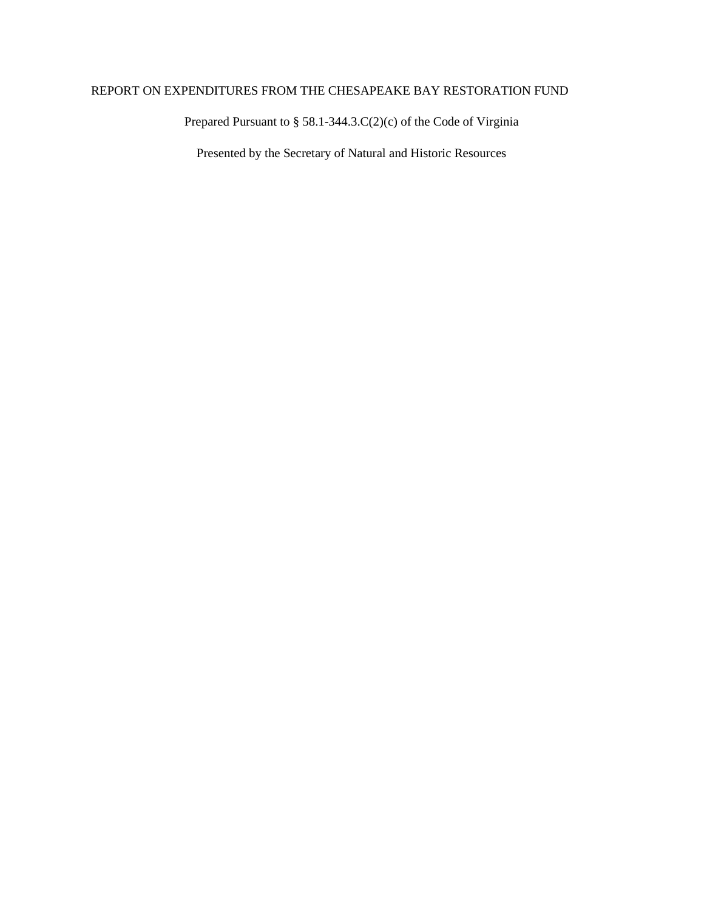# REPORT ON EXPENDITURES FROM THE CHESAPEAKE BAY RESTORATION FUND

Prepared Pursuant to § 58.1-344.3.C(2)(c) of the Code of Virginia

Presented by the Secretary of Natural and Historic Resources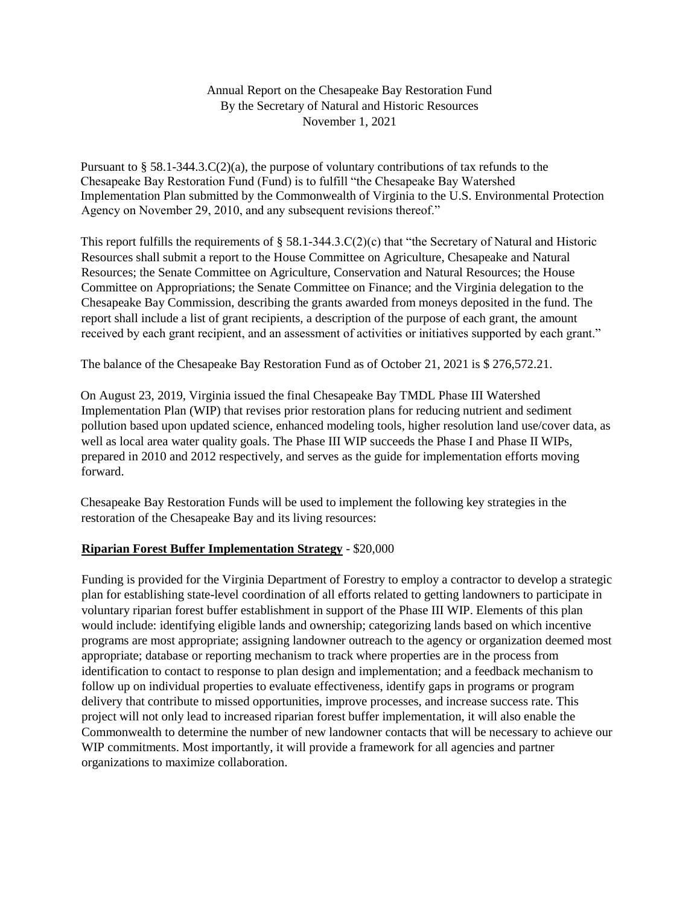Annual Report on the Chesapeake Bay Restoration Fund
By the Secretary of Natural and Historic Resources
November 1, 2021

Pursuant to § 58.1-344.3.C(2)(a), the purpose of voluntary contributions of tax refunds to the Chesapeake Bay Restoration Fund (Fund) is to fulfill "the Chesapeake Bay Watershed Implementation Plan submitted by the Commonwealth of Virginia to the U.S. Environmental Protection Agency on November 29, 2010, and any subsequent revisions thereof."

This report fulfills the requirements of § 58.1-344.3.C(2)(c) that "the Secretary of Natural and Historic Resources shall submit a report to the House Committee on Agriculture, Chesapeake and Natural Resources; the Senate Committee on Agriculture, Conservation and Natural Resources; the House Committee on Appropriations; the Senate Committee on Finance; and the Virginia delegation to the Chesapeake Bay Commission, describing the grants awarded from moneys deposited in the fund. The report shall include a list of grant recipients, a description of the purpose of each grant, the amount received by each grant recipient, and an assessment of activities or initiatives supported by each grant."

The balance of the Chesapeake Bay Restoration Fund as of October 21, 2021 is $ 276,572.21.

On August 23, 2019, Virginia issued the final Chesapeake Bay TMDL Phase III Watershed Implementation Plan (WIP) that revises prior restoration plans for reducing nutrient and sediment pollution based upon updated science, enhanced modeling tools, higher resolution land use/cover data, as well as local area water quality goals. The Phase III WIP succeeds the Phase I and Phase II WIPs, prepared in 2010 and 2012 respectively, and serves as the guide for implementation efforts moving forward.

Chesapeake Bay Restoration Funds will be used to implement the following key strategies in the restoration of the Chesapeake Bay and its living resources:

**Riparian Forest Buffer Implementation Strategy** - $20,000

Funding is provided for the Virginia Department of Forestry to employ a contractor to develop a strategic plan for establishing state-level coordination of all efforts related to getting landowners to participate in voluntary riparian forest buffer establishment in support of the Phase III WIP. Elements of this plan would include: identifying eligible lands and ownership; categorizing lands based on which incentive programs are most appropriate; assigning landowner outreach to the agency or organization deemed most appropriate; database or reporting mechanism to track where properties are in the process from identification to contact to response to plan design and implementation; and a feedback mechanism to follow up on individual properties to evaluate effectiveness, identify gaps in programs or program delivery that contribute to missed opportunities, improve processes, and increase success rate. This project will not only lead to increased riparian forest buffer implementation, it will also enable the Commonwealth to determine the number of new landowner contacts that will be necessary to achieve our WIP commitments. Most importantly, it will provide a framework for all agencies and partner organizations to maximize collaboration.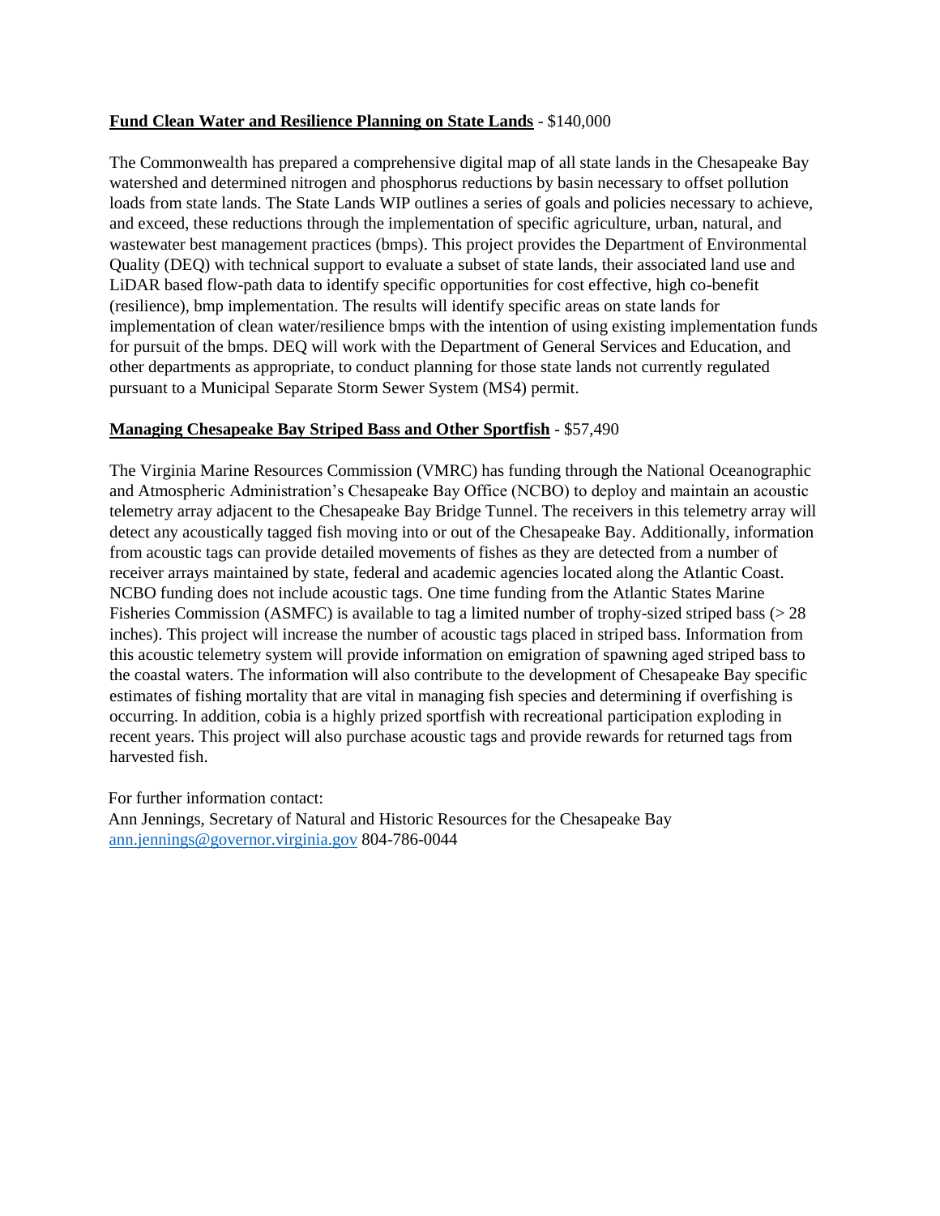**<u>Fund Clean Water and Resilience Planning on State Lands</u>** - $140,000

The Commonwealth has prepared a comprehensive digital map of all state lands in the Chesapeake Bay watershed and determined nitrogen and phosphorus reductions by basin necessary to offset pollution loads from state lands. The State Lands WIP outlines a series of goals and policies necessary to achieve, and exceed, these reductions through the implementation of specific agriculture, urban, natural, and wastewater best management practices (bmps). This project provides the Department of Environmental Quality (DEQ) with technical support to evaluate a subset of state lands, their associated land use and LiDAR based flow-path data to identify specific opportunities for cost effective, high co-benefit (resilience), bmp implementation. The results will identify specific areas on state lands for implementation of clean water/resilience bmps with the intention of using existing implementation funds for pursuit of the bmps. DEQ will work with the Department of General Services and Education, and other departments as appropriate, to conduct planning for those state lands not currently regulated pursuant to a Municipal Separate Storm Sewer System (MS4) permit.

**<u>Managing Chesapeake Bay Striped Bass and Other Sportfish</u>** - $57,490

The Virginia Marine Resources Commission (VMRC) has funding through the National Oceanographic and Atmospheric Administration's Chesapeake Bay Office (NCBO) to deploy and maintain an acoustic telemetry array adjacent to the Chesapeake Bay Bridge Tunnel. The receivers in this telemetry array will detect any acoustically tagged fish moving into or out of the Chesapeake Bay. Additionally, information from acoustic tags can provide detailed movements of fishes as they are detected from a number of receiver arrays maintained by state, federal and academic agencies located along the Atlantic Coast. NCBO funding does not include acoustic tags. One time funding from the Atlantic States Marine Fisheries Commission (ASMFC) is available to tag a limited number of trophy-sized striped bass (> 28 inches). This project will increase the number of acoustic tags placed in striped bass. Information from this acoustic telemetry system will provide information on emigration of spawning aged striped bass to the coastal waters. The information will also contribute to the development of Chesapeake Bay specific estimates of fishing mortality that are vital in managing fish species and determining if overfishing is occurring. In addition, cobia is a highly prized sportfish with recreational participation exploding in recent years. This project will also purchase acoustic tags and provide rewards for returned tags from harvested fish.

For further information contact:
Ann Jennings, Secretary of Natural and Historic Resources for the Chesapeake Bay
ann.jennings@governor.virginia.gov 804-786-0044